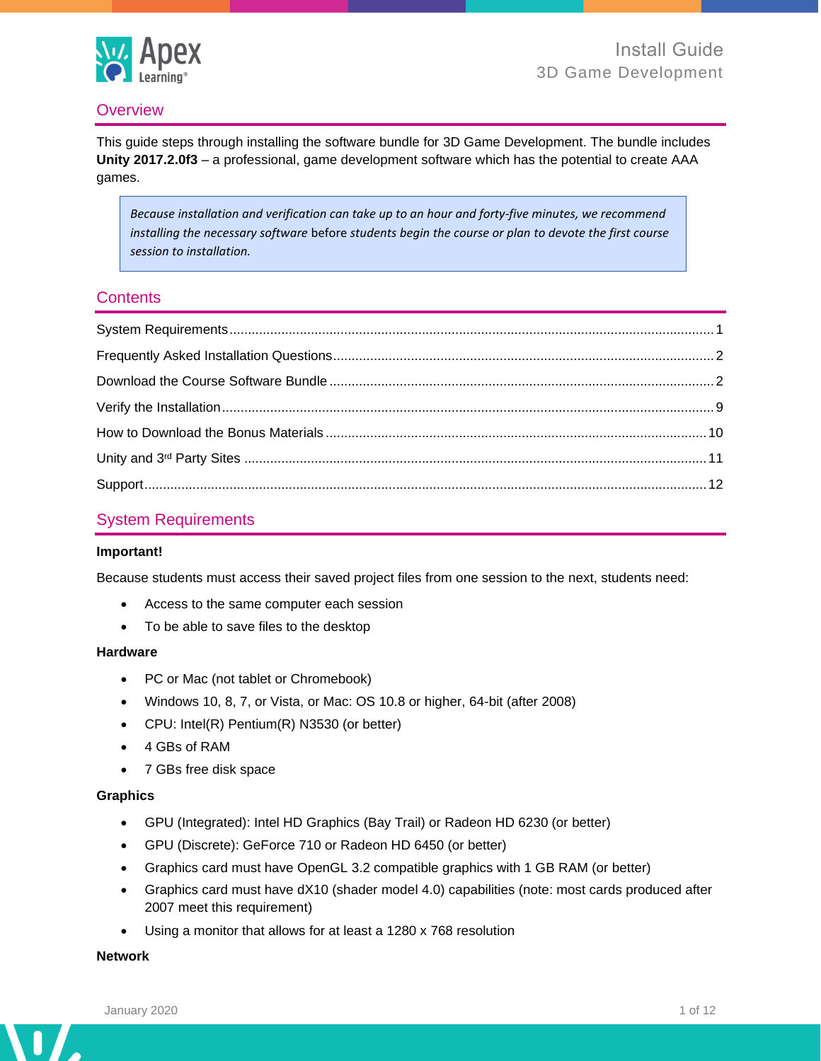# Install Guide
## 3D Game Development

## Overview

This guide steps through installing the software bundle for 3D Game Development. The bundle includes **Unity 2017.2.0f3** – a professional, game development software which has the potential to create AAA games.

> *Because installation and verification can take up to an hour and forty-five minutes, we recommend installing the necessary software* before *students begin the course or plan to devote the first course session to installation.*

## Contents

- System Requirements ... 1
- Frequently Asked Installation Questions ... 2
- Download the Course Software Bundle ... 2
- Verify the Installation ... 9
- How to Download the Bonus Materials ... 10
- Unity and 3rd Party Sites ... 11
- Support ... 12

## System Requirements

**Important!**

Because students must access their saved project files from one session to the next, students need:

- Access to the same computer each session
- To be able to save files to the desktop

**Hardware**

- PC or Mac (not tablet or Chromebook)
- Windows 10, 8, 7, or Vista, or Mac: OS 10.8 or higher, 64-bit (after 2008)
- CPU: Intel(R) Pentium(R) N3530 (or better)
- 4 GBs of RAM
- 7 GBs free disk space

**Graphics**

- GPU (Integrated): Intel HD Graphics (Bay Trail) or Radeon HD 6230 (or better)
- GPU (Discrete): GeForce 710 or Radeon HD 6450 (or better)
- Graphics card must have OpenGL 3.2 compatible graphics with 1 GB RAM (or better)
- Graphics card must have dX10 (shader model 4.0) capabilities (note: most cards produced after 2007 meet this requirement)
- Using a monitor that allows for at least a 1280 x 768 resolution

**Network**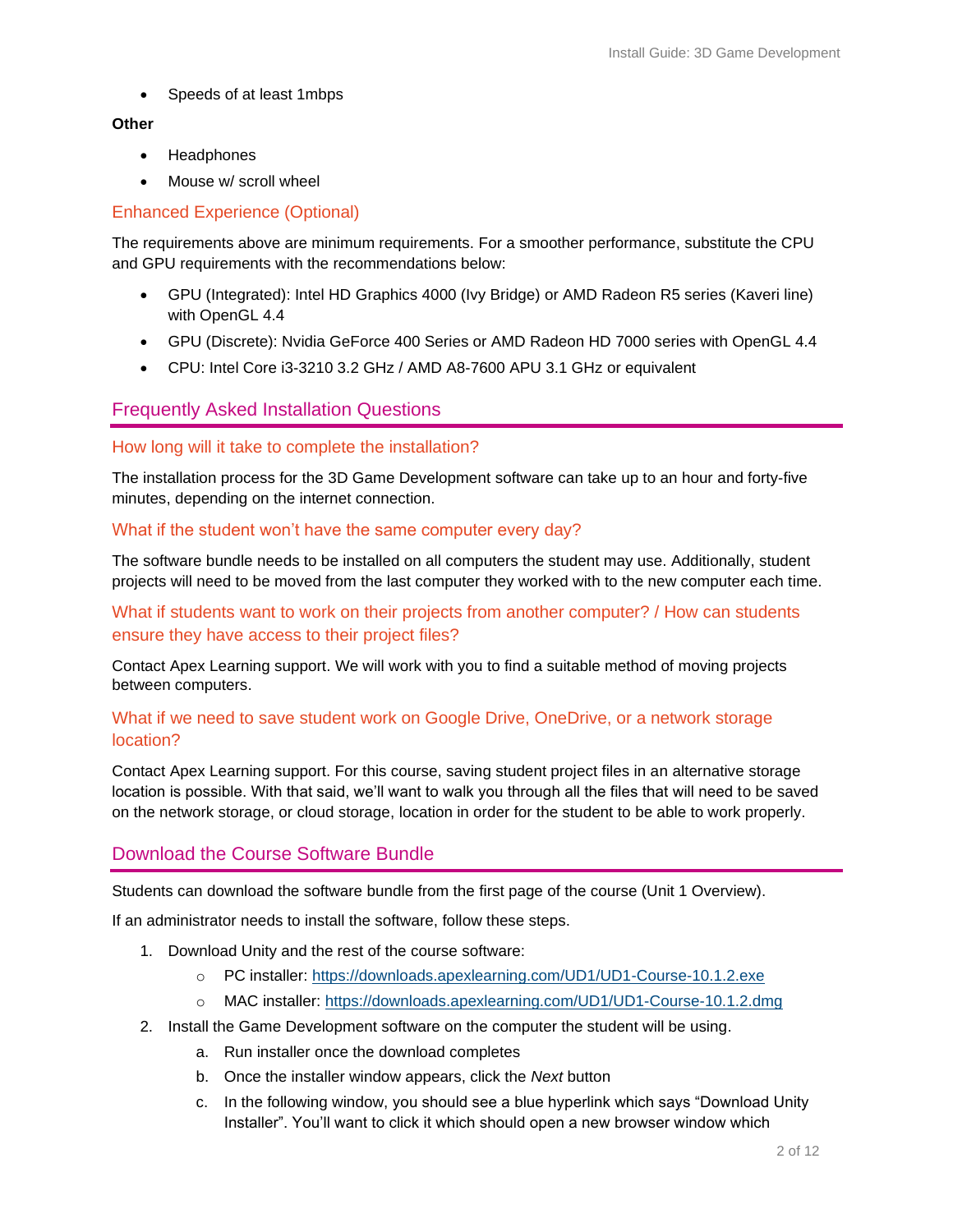- Speeds of at least 1mbps

**Other**

- Headphones
- Mouse w/ scroll wheel

### Enhanced Experience (Optional)

The requirements above are minimum requirements. For a smoother performance, substitute the CPU and GPU requirements with the recommendations below:

- GPU (Integrated): Intel HD Graphics 4000 (Ivy Bridge) or AMD Radeon R5 series (Kaveri line) with OpenGL 4.4
- GPU (Discrete): Nvidia GeForce 400 Series or AMD Radeon HD 7000 series with OpenGL 4.4
- CPU: Intel Core i3-3210 3.2 GHz / AMD A8-7600 APU 3.1 GHz or equivalent

## Frequently Asked Installation Questions

### How long will it take to complete the installation?

The installation process for the 3D Game Development software can take up to an hour and forty-five minutes, depending on the internet connection.

### What if the student won't have the same computer every day?

The software bundle needs to be installed on all computers the student may use. Additionally, student projects will need to be moved from the last computer they worked with to the new computer each time.

### What if students want to work on their projects from another computer? / How can students ensure they have access to their project files?

Contact Apex Learning support. We will work with you to find a suitable method of moving projects between computers.

### What if we need to save student work on Google Drive, OneDrive, or a network storage location?

Contact Apex Learning support. For this course, saving student project files in an alternative storage location is possible. With that said, we'll want to walk you through all the files that will need to be saved on the network storage, or cloud storage, location in order for the student to be able to work properly.

## Download the Course Software Bundle

Students can download the software bundle from the first page of the course (Unit 1 Overview).

If an administrator needs to install the software, follow these steps.

1. Download Unity and the rest of the course software:
   - PC installer: https://downloads.apexlearning.com/UD1/UD1-Course-10.1.2.exe
   - MAC installer: https://downloads.apexlearning.com/UD1/UD1-Course-10.1.2.dmg
2. Install the Game Development software on the computer the student will be using.
   a. Run installer once the download completes
   b. Once the installer window appears, click the *Next* button
   c. In the following window, you should see a blue hyperlink which says "Download Unity Installer". You'll want to click it which should open a new browser window which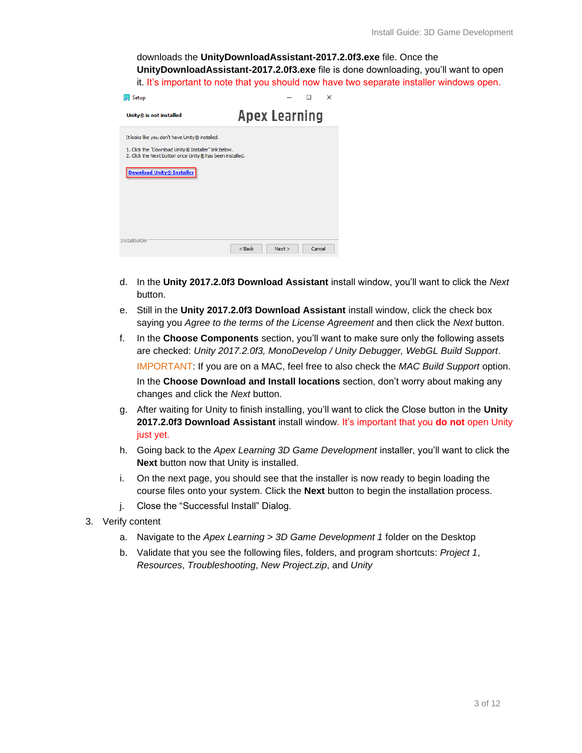downloads the **UnityDownloadAssistant-2017.2.0f3.exe** file. Once the **UnityDownloadAssistant-2017.2.0f3.exe** file is done downloading, you'll want to open it. It's important to note that you should now have two separate installer windows open.

d. In the **Unity 2017.2.0f3 Download Assistant** install window, you'll want to click the *Next* button.

e. Still in the **Unity 2017.2.0f3 Download Assistant** install window, click the check box saying you *Agree to the terms of the License Agreement* and then click the *Next* button.

f. In the **Choose Components** section, you'll want to make sure only the following assets are checked: *Unity 2017.2.0f3, MonoDevelop / Unity Debugger, WebGL Build Support*.

   IMPORTANT: If you are on a MAC, feel free to also check the *MAC Build Support* option.

   In the **Choose Download and Install locations** section, don't worry about making any changes and click the *Next* button.

g. After waiting for Unity to finish installing, you'll want to click the Close button in the **Unity 2017.2.0f3 Download Assistant** install window. It's important that you **do not** open Unity just yet.

h. Going back to the *Apex Learning 3D Game Development* installer, you'll want to click the **Next** button now that Unity is installed.

i. On the next page, you should see that the installer is now ready to begin loading the course files onto your system. Click the **Next** button to begin the installation process.

j. Close the "Successful Install" Dialog.

3. Verify content

   a. Navigate to the *Apex Learning > 3D Game Development 1* folder on the Desktop

   b. Validate that you see the following files, folders, and program shortcuts: *Project 1*, *Resources*, *Troubleshooting*, *New Project.zip*, and *Unity*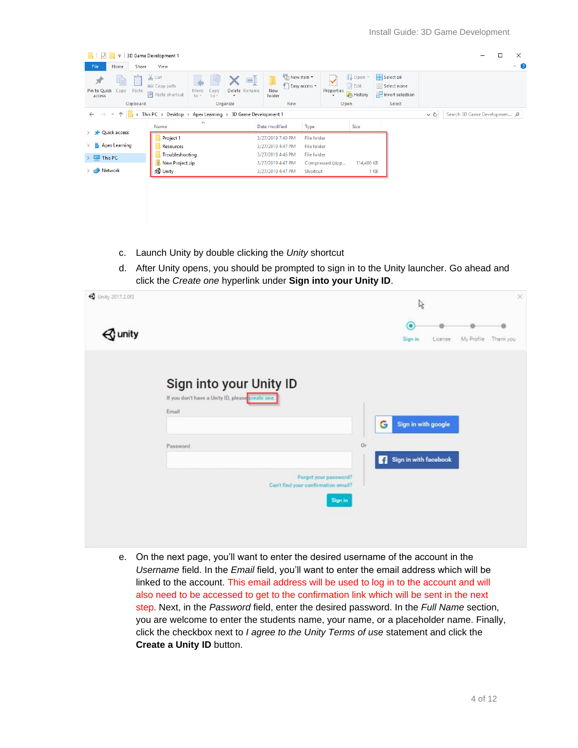c. Launch Unity by double clicking the *Unity* shortcut

d. After Unity opens, you should be prompted to sign in to the Unity launcher. Go ahead and click the *Create one* hyperlink under **Sign into your Unity ID**.

e. On the next page, you'll want to enter the desired username of the account in the *Username* field. In the *Email* field, you'll want to enter the email address which will be linked to the account. This email address will be used to log in to the account and will also need to be accessed to get to the confirmation link which will be sent in the next step. Next, in the *Password* field, enter the desired password. In the *Full Name* section, you are welcome to enter the students name, your name, or a placeholder name. Finally, click the checkbox next to *I agree to the Unity Terms of use* statement and click the **Create a Unity ID** button.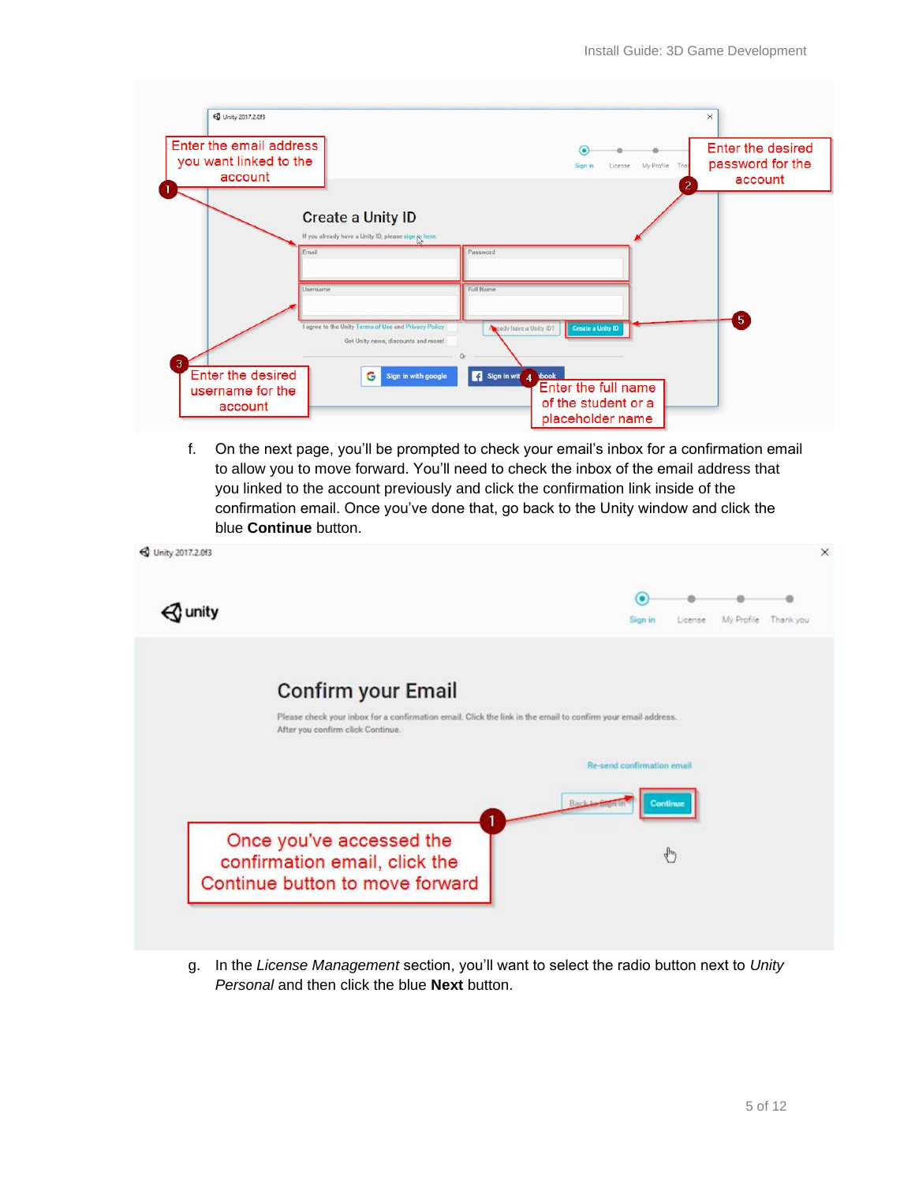f. On the next page, you'll be prompted to check your email's inbox for a confirmation email to allow you to move forward. You'll need to check the inbox of the email address that you linked to the account previously and click the confirmation link inside of the confirmation email. Once you've done that, go back to the Unity window and click the blue **Continue** button.

g. In the *License Management* section, you'll want to select the radio button next to *Unity Personal* and then click the blue **Next** button.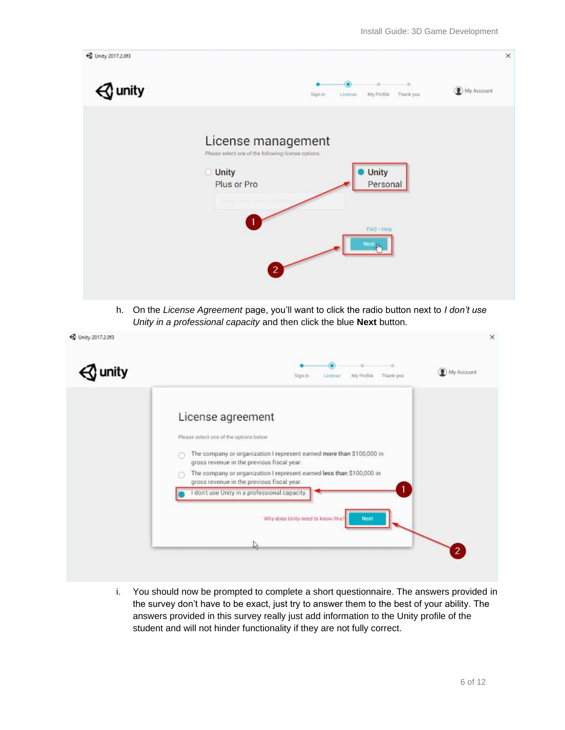h. On the *License Agreement* page, you'll want to click the radio button next to *I don't use Unity in a professional capacity* and then click the blue **Next** button.

i. You should now be prompted to complete a short questionnaire. The answers provided in the survey don't have to be exact, just try to answer them to the best of your ability. The answers provided in this survey really just add information to the Unity profile of the student and will not hinder functionality if they are not fully correct.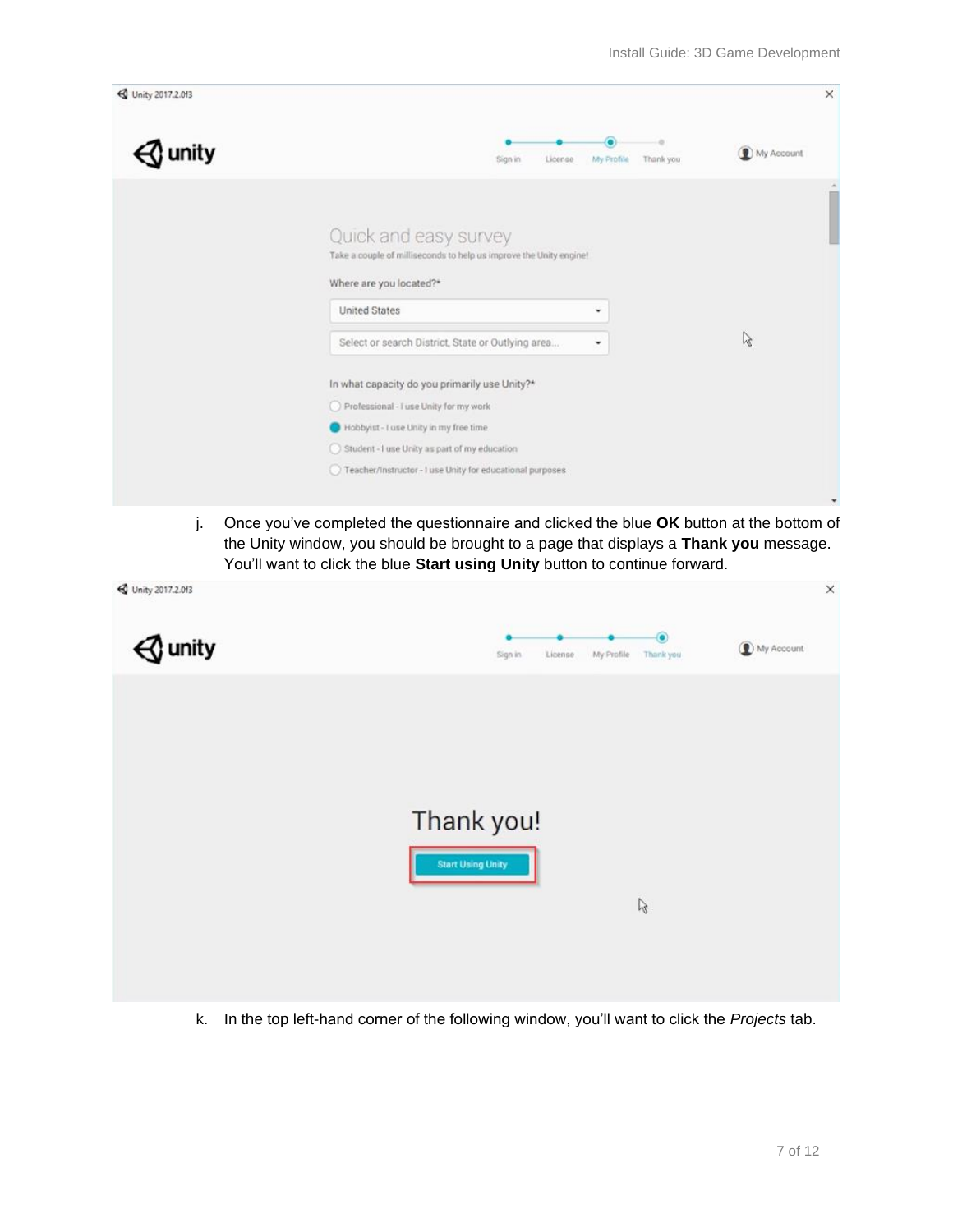j. Once you've completed the questionnaire and clicked the blue **OK** button at the bottom of the Unity window, you should be brought to a page that displays a **Thank you** message. You'll want to click the blue **Start using Unity** button to continue forward.

k. In the top left-hand corner of the following window, you'll want to click the *Projects* tab.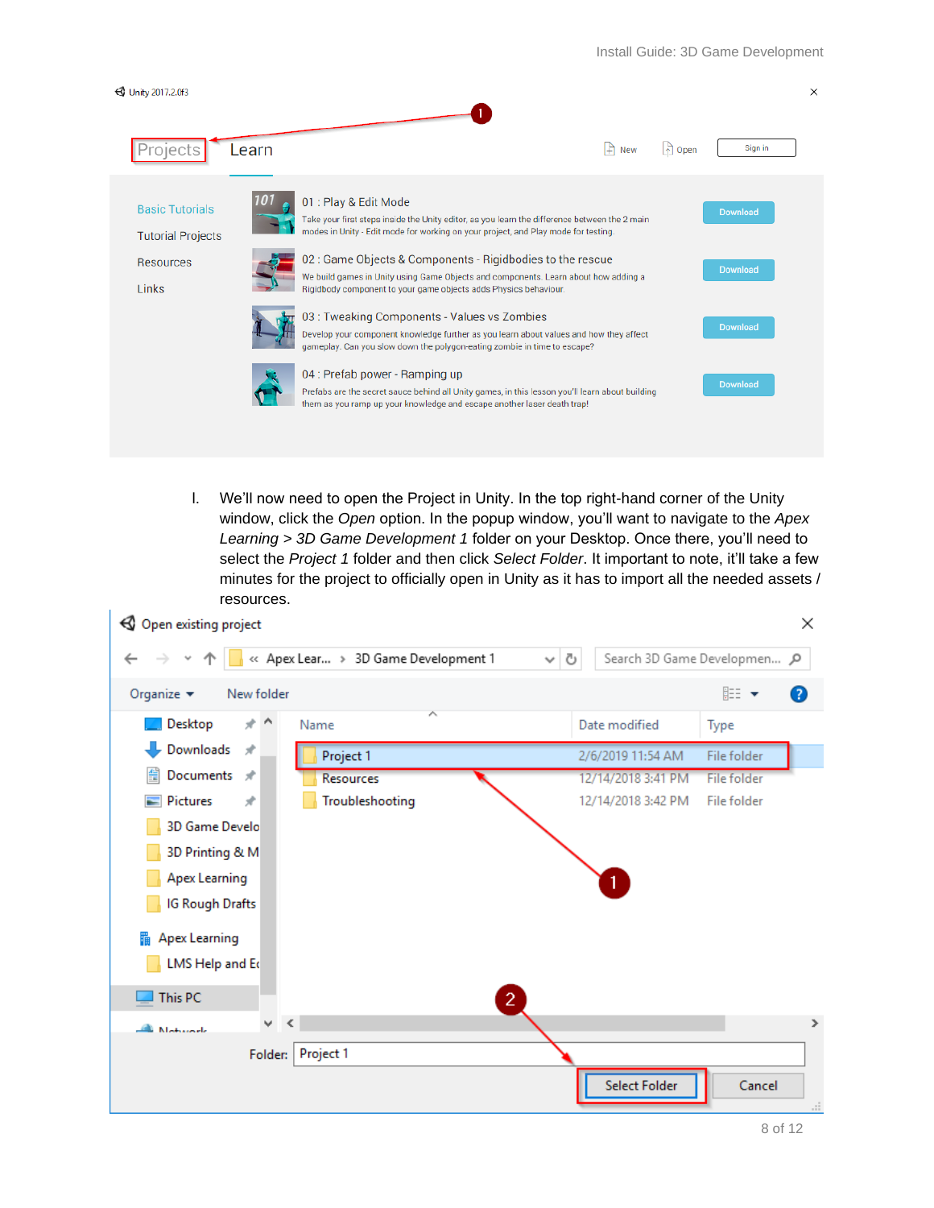I. We'll now need to open the Project in Unity. In the top right-hand corner of the Unity window, click the *Open* option. In the popup window, you'll want to navigate to the *Apex Learning* > *3D Game Development 1* folder on your Desktop. Once there, you'll need to select the *Project 1* folder and then click *Select Folder*. It important to note, it'll take a few minutes for the project to officially open in Unity as it has to import all the needed assets / resources.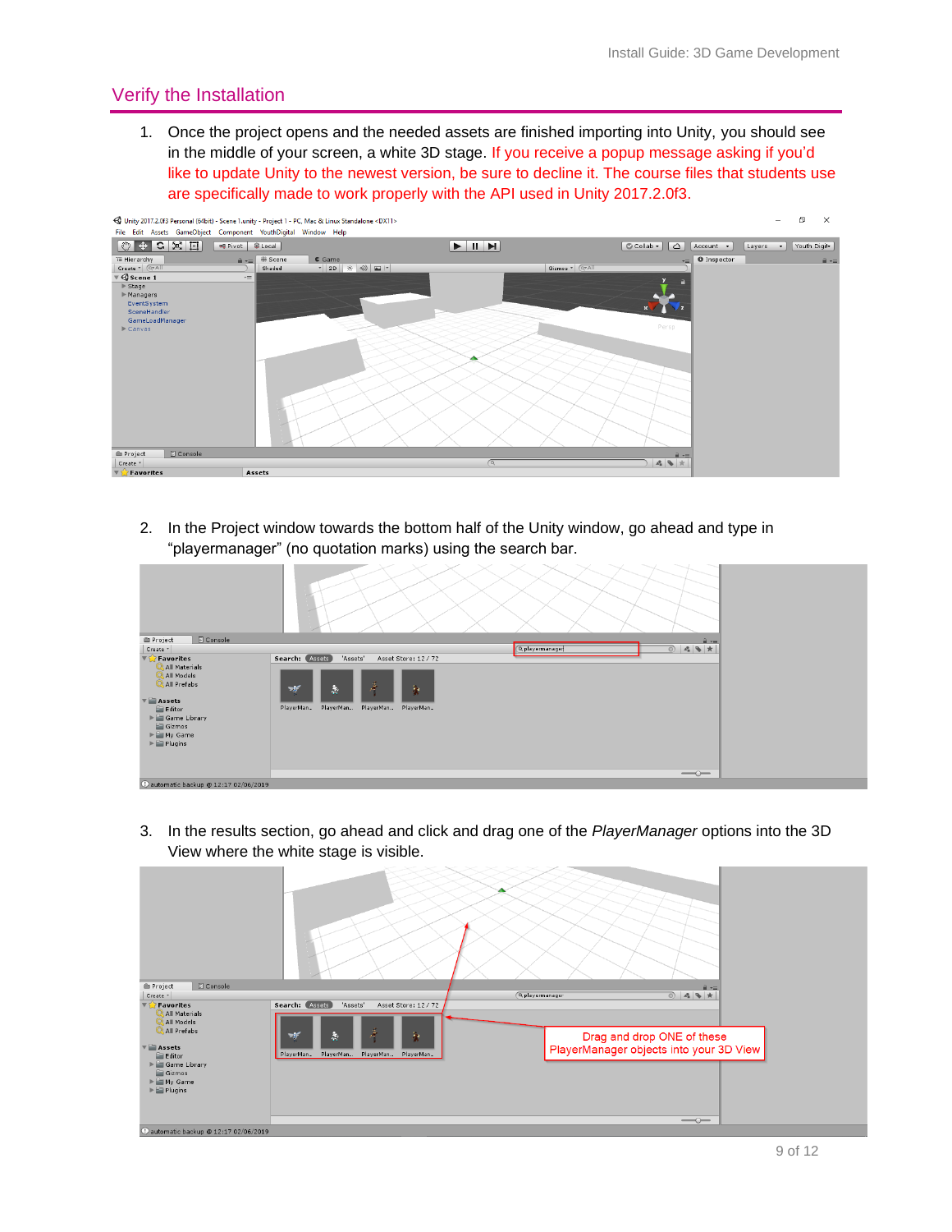## Verify the Installation

1. Once the project opens and the needed assets are finished importing into Unity, you should see in the middle of your screen, a white 3D stage. If you receive a popup message asking if you'd like to update Unity to the newest version, be sure to decline it. The course files that students use are specifically made to work properly with the API used in Unity 2017.2.0f3.

2. In the Project window towards the bottom half of the Unity window, go ahead and type in "playermanager" (no quotation marks) using the search bar.

3. In the results section, go ahead and click and drag one of the *PlayerManager* options into the 3D View where the white stage is visible.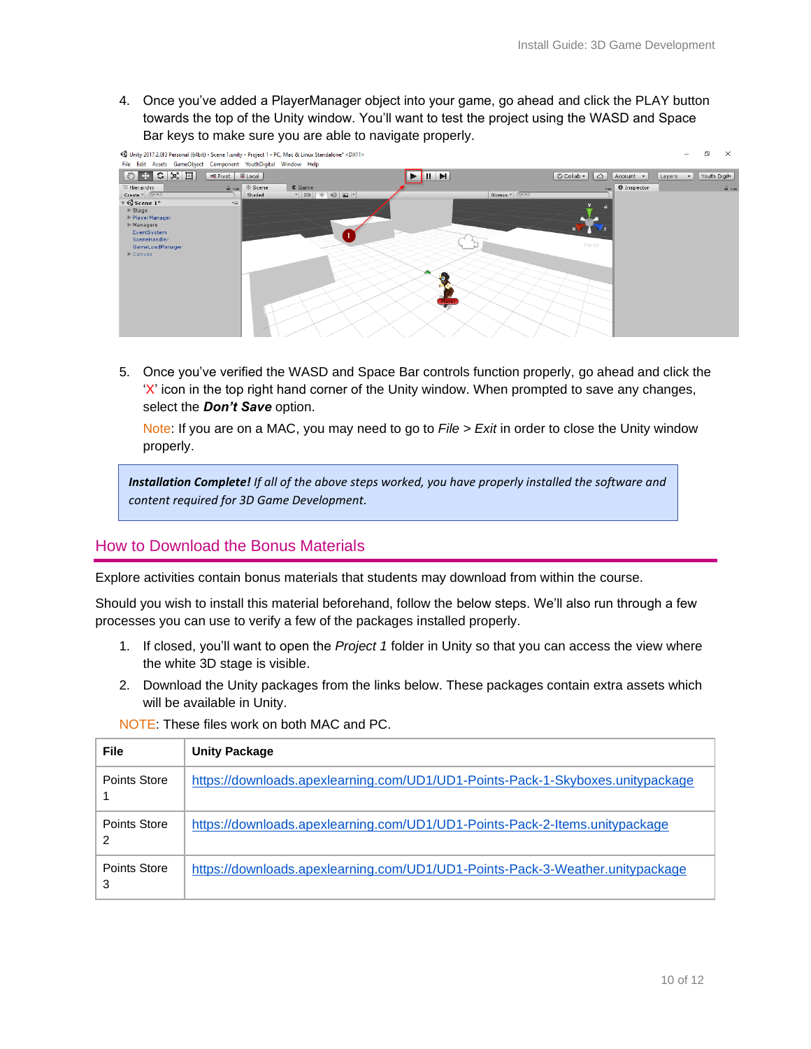4. Once you've added a PlayerManager object into your game, go ahead and click the PLAY button towards the top of the Unity window. You'll want to test the project using the WASD and Space Bar keys to make sure you are able to navigate properly.

5. Once you've verified the WASD and Space Bar controls function properly, go ahead and click the 'X' icon in the top right hand corner of the Unity window. When prompted to save any changes, select the ***Don't Save*** option.

   Note: If you are on a MAC, you may need to go to *File* > *Exit* in order to close the Unity window properly.

> ***Installation Complete!*** *If all of the above steps worked, you have properly installed the software and content required for 3D Game Development.*

## How to Download the Bonus Materials

Explore activities contain bonus materials that students may download from within the course.

Should you wish to install this material beforehand, follow the below steps. We'll also run through a few processes you can use to verify a few of the packages installed properly.

1. If closed, you'll want to open the *Project 1* folder in Unity so that you can access the view where the white 3D stage is visible.
2. Download the Unity packages from the links below. These packages contain extra assets which will be available in Unity.

NOTE: These files work on both MAC and PC.

| File | Unity Package |
|---|---|
| Points Store 1 | https://downloads.apexlearning.com/UD1/UD1-Points-Pack-1-Skyboxes.unitypackage |
| Points Store 2 | https://downloads.apexlearning.com/UD1/UD1-Points-Pack-2-Items.unitypackage |
| Points Store 3 | https://downloads.apexlearning.com/UD1/UD1-Points-Pack-3-Weather.unitypackage |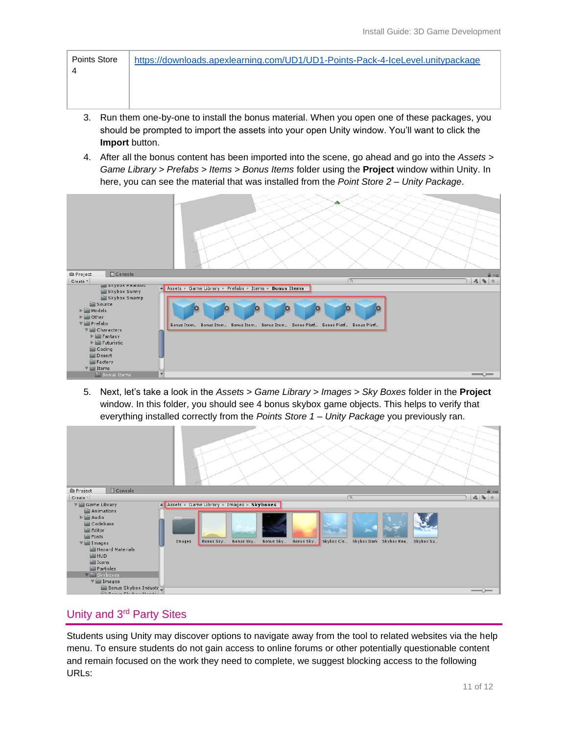| Points Store 4 | https://downloads.apexlearning.com/UD1/UD1-Points-Pack-4-IceLevel.unitypackage |
| --- | --- |

3. Run them one-by-one to install the bonus material. When you open one of these packages, you should be prompted to import the assets into your open Unity window. You'll want to click the **Import** button.
4. After all the bonus content has been imported into the scene, go ahead and go into the *Assets > Game Library > Prefabs > Items > Bonus Items* folder using the **Project** window within Unity. In here, you can see the material that was installed from the *Point Store 2 – Unity Package*.
5. Next, let's take a look in the *Assets > Game Library > Images > Sky Boxes* folder in the **Project** window. In this folder, you should see 4 bonus skybox game objects. This helps to verify that everything installed correctly from the *Points Store 1 – Unity Package* you previously ran.

## Unity and 3rd Party Sites

Students using Unity may discover options to navigate away from the tool to related websites via the help menu. To ensure students do not gain access to online forums or other potentially questionable content and remain focused on the work they need to complete, we suggest blocking access to the following URLs: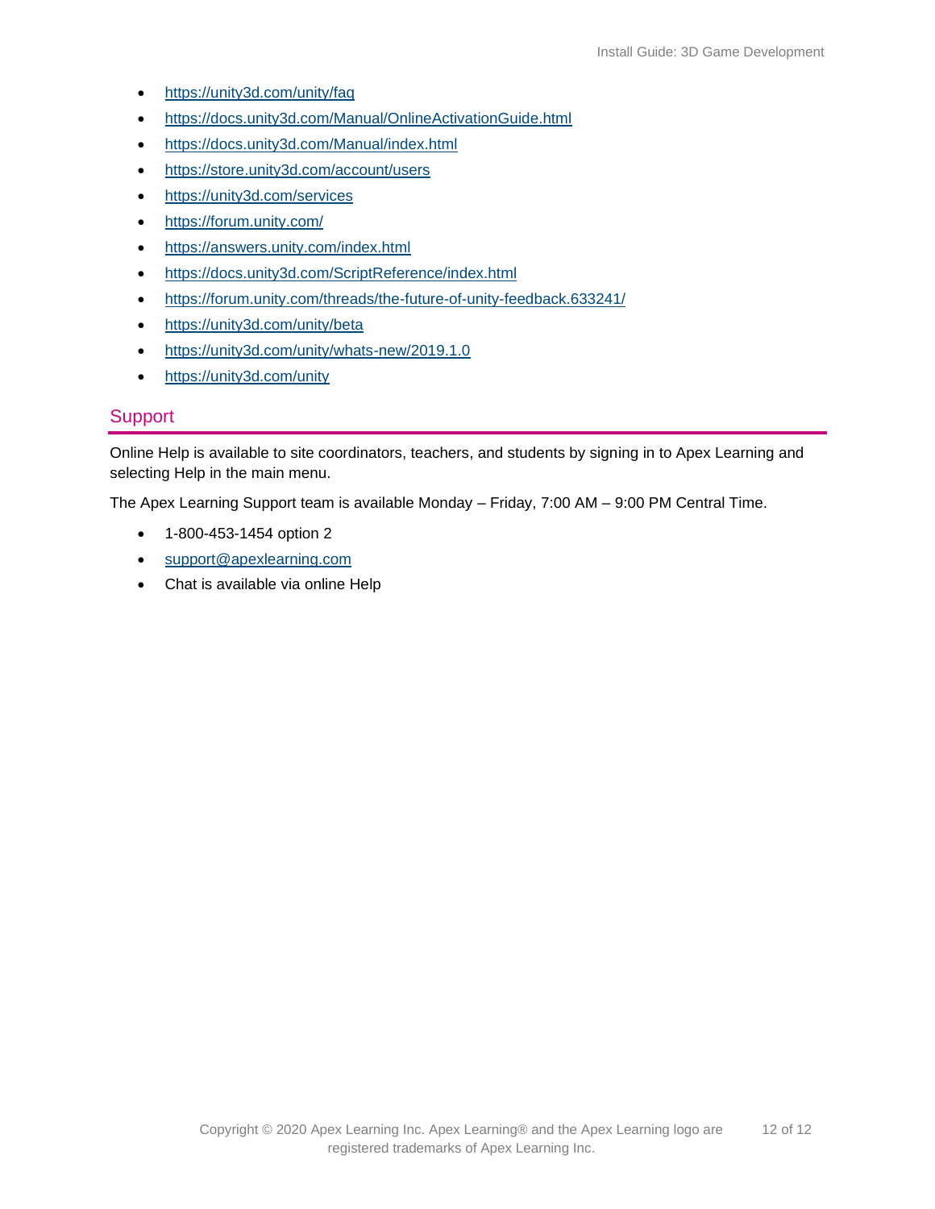- https://unity3d.com/unity/faq
- https://docs.unity3d.com/Manual/OnlineActivationGuide.html
- https://docs.unity3d.com/Manual/index.html
- https://store.unity3d.com/account/users
- https://unity3d.com/services
- https://forum.unity.com/
- https://answers.unity.com/index.html
- https://docs.unity3d.com/ScriptReference/index.html
- https://forum.unity.com/threads/the-future-of-unity-feedback.633241/
- https://unity3d.com/unity/beta
- https://unity3d.com/unity/whats-new/2019.1.0
- https://unity3d.com/unity

## Support

Online Help is available to site coordinators, teachers, and students by signing in to Apex Learning and selecting Help in the main menu.

The Apex Learning Support team is available Monday – Friday, 7:00 AM – 9:00 PM Central Time.

- 1-800-453-1454 option 2
- support@apexlearning.com
- Chat is available via online Help